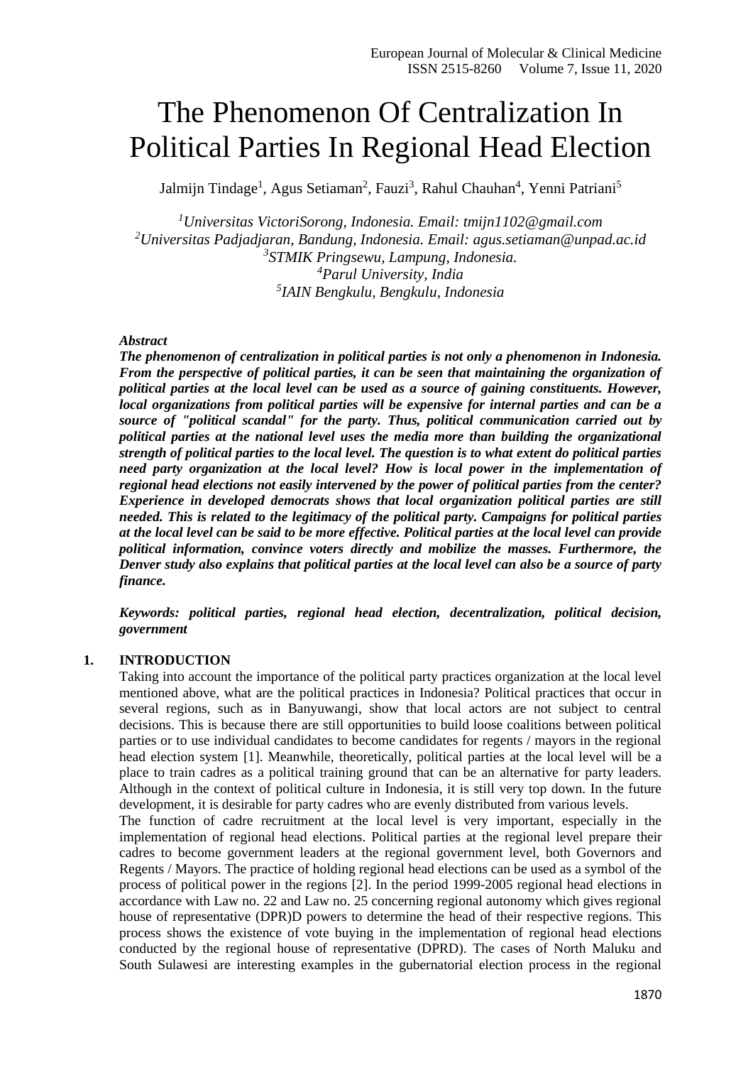# The Phenomenon Of Centralization In Political Parties In Regional Head Election

Jalmijn Tindage[1], Agus Setiaman[2], Fauzi[3], Rahul Chauhan[4], Yenni Patriani[5]

[1]*Universitas VictoriSorong, Indonesia. Email: tmijn1102@gmail.com*
[2]*Universitas Padjadjaran, Bandung, Indonesia. Email: agus.setiaman@unpad.ac.id*
[3]*STMIK Pringsewu, Lampung, Indonesia.*
[4]*Parul University, India*
[5]*IAIN Bengkulu, Bengkulu, Indonesia*

***Abstract***

***The phenomenon of centralization in political parties is not only a phenomenon in Indonesia. From the perspective of political parties, it can be seen that maintaining the organization of political parties at the local level can be used as a source of gaining constituents. However, local organizations from political parties will be expensive for internal parties and can be a source of "political scandal" for the party. Thus, political communication carried out by political parties at the national level uses the media more than building the organizational strength of political parties to the local level. The question is to what extent do political parties need party organization at the local level? How is local power in the implementation of regional head elections not easily intervened by the power of political parties from the center? Experience in developed democrats shows that local organization political parties are still needed. This is related to the legitimacy of the political party. Campaigns for political parties at the local level can be said to be more effective. Political parties at the local level can provide political information, convince voters directly and mobilize the masses. Furthermore, the Denver study also explains that political parties at the local level can also be a source of party finance.***

***Keywords: political parties, regional head election, decentralization, political decision, government***

## 1. INTRODUCTION

Taking into account the importance of the political party practices organization at the local level mentioned above, what are the political practices in Indonesia? Political practices that occur in several regions, such as in Banyuwangi, show that local actors are not subject to central decisions. This is because there are still opportunities to build loose coalitions between political parties or to use individual candidates to become candidates for regents / mayors in the regional head election system [1]. Meanwhile, theoretically, political parties at the local level will be a place to train cadres as a political training ground that can be an alternative for party leaders. Although in the context of political culture in Indonesia, it is still very top down. In the future development, it is desirable for party cadres who are evenly distributed from various levels.

The function of cadre recruitment at the local level is very important, especially in the implementation of regional head elections. Political parties at the regional level prepare their cadres to become government leaders at the regional government level, both Governors and Regents / Mayors. The practice of holding regional head elections can be used as a symbol of the process of political power in the regions [2]. In the period 1999-2005 regional head elections in accordance with Law no. 22 and Law no. 25 concerning regional autonomy which gives regional house of representative (DPR)D powers to determine the head of their respective regions. This process shows the existence of vote buying in the implementation of regional head elections conducted by the regional house of representative (DPRD). The cases of North Maluku and South Sulawesi are interesting examples in the gubernatorial election process in the regional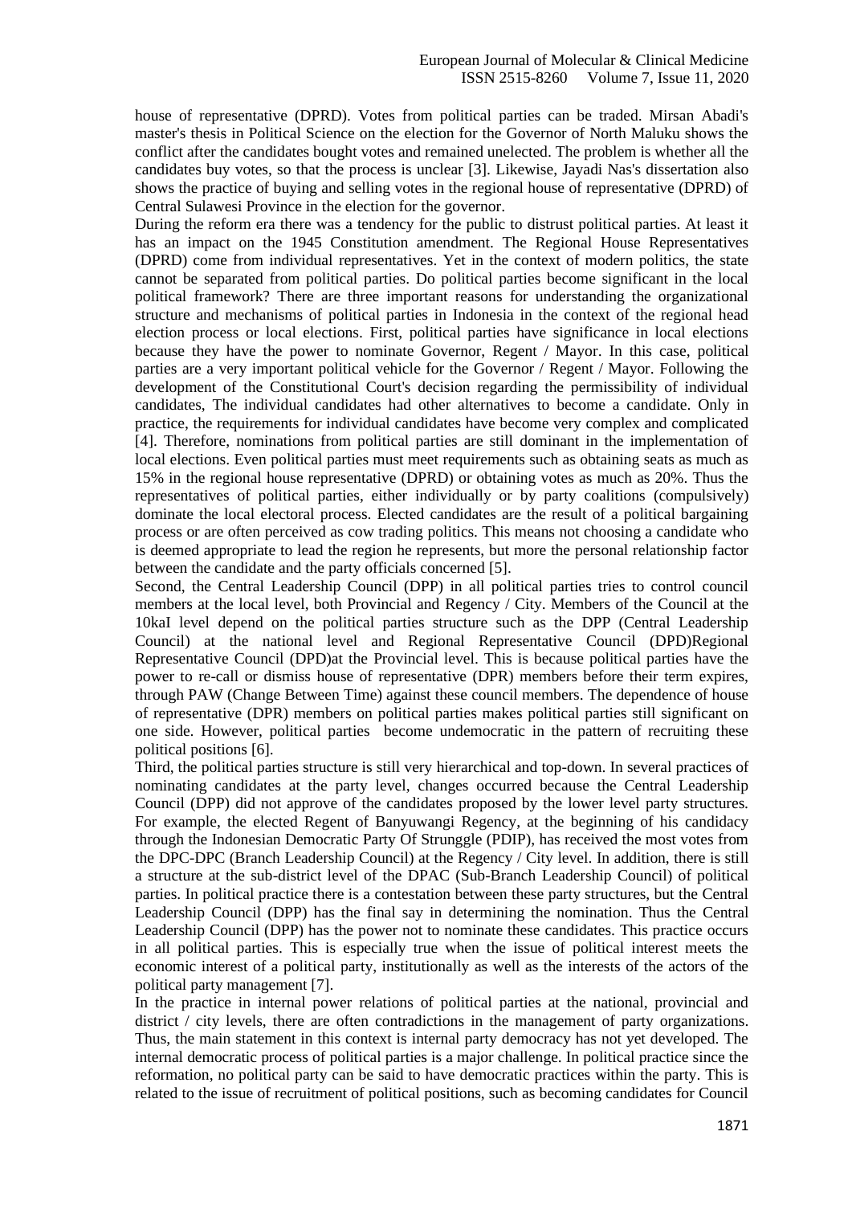house of representative (DPRD). Votes from political parties can be traded. Mirsan Abadi's master's thesis in Political Science on the election for the Governor of North Maluku shows the conflict after the candidates bought votes and remained unelected. The problem is whether all the candidates buy votes, so that the process is unclear [3]. Likewise, Jayadi Nas's dissertation also shows the practice of buying and selling votes in the regional house of representative (DPRD) of Central Sulawesi Province in the election for the governor.

During the reform era there was a tendency for the public to distrust political parties. At least it has an impact on the 1945 Constitution amendment. The Regional House Representatives (DPRD) come from individual representatives. Yet in the context of modern politics, the state cannot be separated from political parties. Do political parties become significant in the local political framework? There are three important reasons for understanding the organizational structure and mechanisms of political parties in Indonesia in the context of the regional head election process or local elections. First, political parties have significance in local elections because they have the power to nominate Governor, Regent / Mayor. In this case, political parties are a very important political vehicle for the Governor / Regent / Mayor. Following the development of the Constitutional Court's decision regarding the permissibility of individual candidates, The individual candidates had other alternatives to become a candidate. Only in practice, the requirements for individual candidates have become very complex and complicated [4]. Therefore, nominations from political parties are still dominant in the implementation of local elections. Even political parties must meet requirements such as obtaining seats as much as 15% in the regional house representative (DPRD) or obtaining votes as much as 20%. Thus the representatives of political parties, either individually or by party coalitions (compulsively) dominate the local electoral process. Elected candidates are the result of a political bargaining process or are often perceived as cow trading politics. This means not choosing a candidate who is deemed appropriate to lead the region he represents, but more the personal relationship factor between the candidate and the party officials concerned [5].

Second, the Central Leadership Council (DPP) in all political parties tries to control council members at the local level, both Provincial and Regency / City. Members of the Council at the 10kaI level depend on the political parties structure such as the DPP (Central Leadership Council) at the national level and Regional Representative Council (DPD)Regional Representative Council (DPD)at the Provincial level. This is because political parties have the power to re-call or dismiss house of representative (DPR) members before their term expires, through PAW (Change Between Time) against these council members. The dependence of house of representative (DPR) members on political parties makes political parties still significant on one side. However, political parties become undemocratic in the pattern of recruiting these political positions [6].

Third, the political parties structure is still very hierarchical and top-down. In several practices of nominating candidates at the party level, changes occurred because the Central Leadership Council (DPP) did not approve of the candidates proposed by the lower level party structures. For example, the elected Regent of Banyuwangi Regency, at the beginning of his candidacy through the Indonesian Democratic Party Of Strunggle (PDIP), has received the most votes from the DPC-DPC (Branch Leadership Council) at the Regency / City level. In addition, there is still a structure at the sub-district level of the DPAC (Sub-Branch Leadership Council) of political parties. In political practice there is a contestation between these party structures, but the Central Leadership Council (DPP) has the final say in determining the nomination. Thus the Central Leadership Council (DPP) has the power not to nominate these candidates. This practice occurs in all political parties. This is especially true when the issue of political interest meets the economic interest of a political party, institutionally as well as the interests of the actors of the political party management [7].

In the practice in internal power relations of political parties at the national, provincial and district / city levels, there are often contradictions in the management of party organizations. Thus, the main statement in this context is internal party democracy has not yet developed. The internal democratic process of political parties is a major challenge. In political practice since the reformation, no political party can be said to have democratic practices within the party. This is related to the issue of recruitment of political positions, such as becoming candidates for Council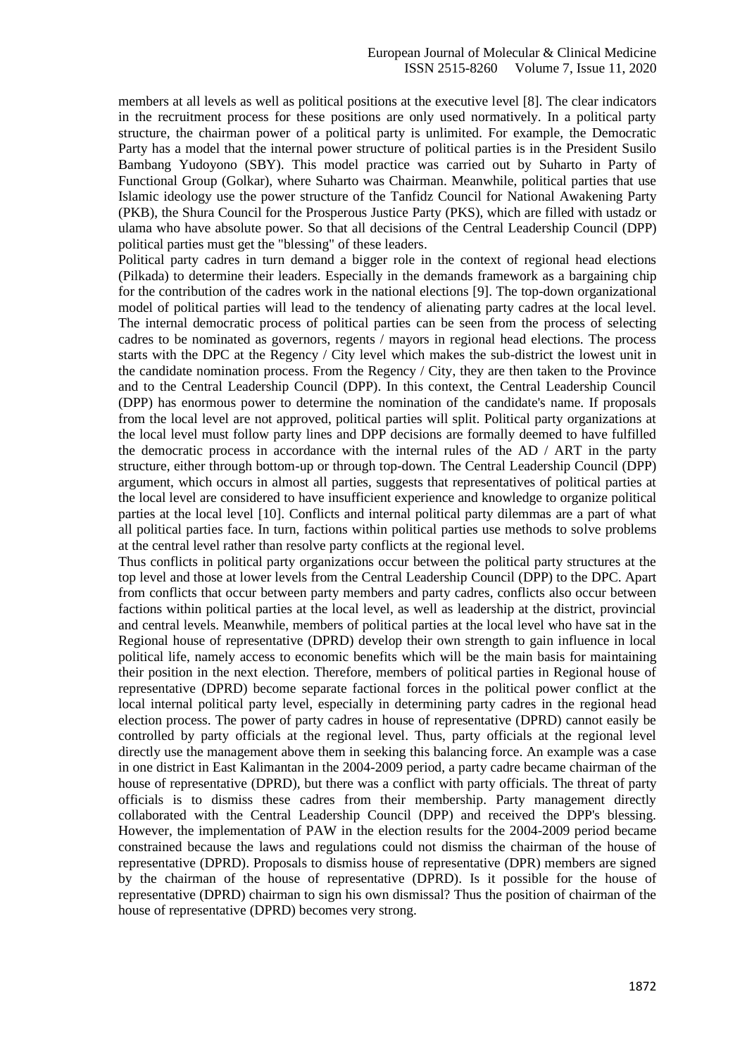members at all levels as well as political positions at the executive level [8]. The clear indicators in the recruitment process for these positions are only used normatively. In a political party structure, the chairman power of a political party is unlimited. For example, the Democratic Party has a model that the internal power structure of political parties is in the President Susilo Bambang Yudoyono (SBY). This model practice was carried out by Suharto in Party of Functional Group (Golkar), where Suharto was Chairman. Meanwhile, political parties that use Islamic ideology use the power structure of the Tanfidz Council for National Awakening Party (PKB), the Shura Council for the Prosperous Justice Party (PKS), which are filled with ustadz or ulama who have absolute power. So that all decisions of the Central Leadership Council (DPP) political parties must get the "blessing" of these leaders.

Political party cadres in turn demand a bigger role in the context of regional head elections (Pilkada) to determine their leaders. Especially in the demands framework as a bargaining chip for the contribution of the cadres work in the national elections [9]. The top-down organizational model of political parties will lead to the tendency of alienating party cadres at the local level. The internal democratic process of political parties can be seen from the process of selecting cadres to be nominated as governors, regents / mayors in regional head elections. The process starts with the DPC at the Regency / City level which makes the sub-district the lowest unit in the candidate nomination process. From the Regency / City, they are then taken to the Province and to the Central Leadership Council (DPP). In this context, the Central Leadership Council (DPP) has enormous power to determine the nomination of the candidate's name. If proposals from the local level are not approved, political parties will split. Political party organizations at the local level must follow party lines and DPP decisions are formally deemed to have fulfilled the democratic process in accordance with the internal rules of the AD / ART in the party structure, either through bottom-up or through top-down. The Central Leadership Council (DPP) argument, which occurs in almost all parties, suggests that representatives of political parties at the local level are considered to have insufficient experience and knowledge to organize political parties at the local level [10]. Conflicts and internal political party dilemmas are a part of what all political parties face. In turn, factions within political parties use methods to solve problems at the central level rather than resolve party conflicts at the regional level.

Thus conflicts in political party organizations occur between the political party structures at the top level and those at lower levels from the Central Leadership Council (DPP) to the DPC. Apart from conflicts that occur between party members and party cadres, conflicts also occur between factions within political parties at the local level, as well as leadership at the district, provincial and central levels. Meanwhile, members of political parties at the local level who have sat in the Regional house of representative (DPRD) develop their own strength to gain influence in local political life, namely access to economic benefits which will be the main basis for maintaining their position in the next election. Therefore, members of political parties in Regional house of representative (DPRD) become separate factional forces in the political power conflict at the local internal political party level, especially in determining party cadres in the regional head election process. The power of party cadres in house of representative (DPRD) cannot easily be controlled by party officials at the regional level. Thus, party officials at the regional level directly use the management above them in seeking this balancing force. An example was a case in one district in East Kalimantan in the 2004-2009 period, a party cadre became chairman of the house of representative (DPRD), but there was a conflict with party officials. The threat of party officials is to dismiss these cadres from their membership. Party management directly collaborated with the Central Leadership Council (DPP) and received the DPP's blessing. However, the implementation of PAW in the election results for the 2004-2009 period became constrained because the laws and regulations could not dismiss the chairman of the house of representative (DPRD). Proposals to dismiss house of representative (DPR) members are signed by the chairman of the house of representative (DPRD). Is it possible for the house of representative (DPRD) chairman to sign his own dismissal? Thus the position of chairman of the house of representative (DPRD) becomes very strong.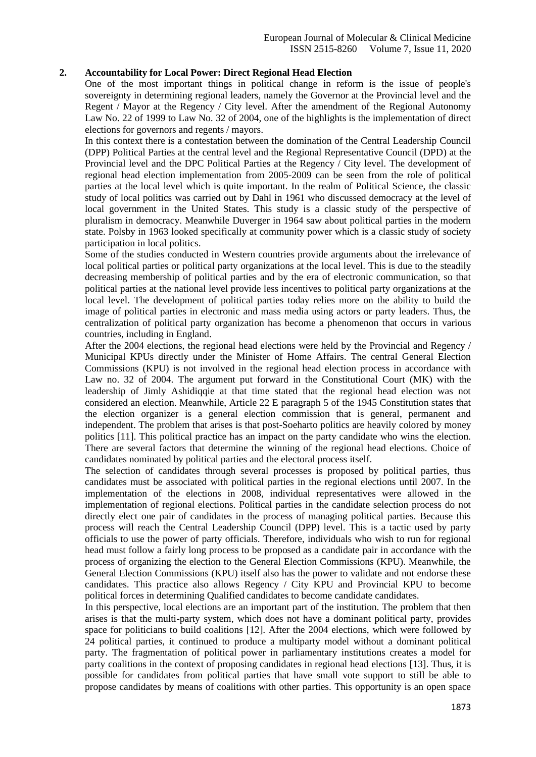## 2. Accountability for Local Power: Direct Regional Head Election

One of the most important things in political change in reform is the issue of people's sovereignty in determining regional leaders, namely the Governor at the Provincial level and the Regent / Mayor at the Regency / City level. After the amendment of the Regional Autonomy Law No. 22 of 1999 to Law No. 32 of 2004, one of the highlights is the implementation of direct elections for governors and regents / mayors.

In this context there is a contestation between the domination of the Central Leadership Council (DPP) Political Parties at the central level and the Regional Representative Council (DPD) at the Provincial level and the DPC Political Parties at the Regency / City level. The development of regional head election implementation from 2005-2009 can be seen from the role of political parties at the local level which is quite important. In the realm of Political Science, the classic study of local politics was carried out by Dahl in 1961 who discussed democracy at the level of local government in the United States. This study is a classic study of the perspective of pluralism in democracy. Meanwhile Duverger in 1964 saw about political parties in the modern state. Polsby in 1963 looked specifically at community power which is a classic study of society participation in local politics.

Some of the studies conducted in Western countries provide arguments about the irrelevance of local political parties or political party organizations at the local level. This is due to the steadily decreasing membership of political parties and by the era of electronic communication, so that political parties at the national level provide less incentives to political party organizations at the local level. The development of political parties today relies more on the ability to build the image of political parties in electronic and mass media using actors or party leaders. Thus, the centralization of political party organization has become a phenomenon that occurs in various countries, including in England.

After the 2004 elections, the regional head elections were held by the Provincial and Regency / Municipal KPUs directly under the Minister of Home Affairs. The central General Election Commissions (KPU) is not involved in the regional head election process in accordance with Law no. 32 of 2004. The argument put forward in the Constitutional Court (MK) with the leadership of Jimly Ashidiqqie at that time stated that the regional head election was not considered an election. Meanwhile, Article 22 E paragraph 5 of the 1945 Constitution states that the election organizer is a general election commission that is general, permanent and independent. The problem that arises is that post-Soeharto politics are heavily colored by money politics [11]. This political practice has an impact on the party candidate who wins the election. There are several factors that determine the winning of the regional head elections. Choice of candidates nominated by political parties and the electoral process itself.

The selection of candidates through several processes is proposed by political parties, thus candidates must be associated with political parties in the regional elections until 2007. In the implementation of the elections in 2008, individual representatives were allowed in the implementation of regional elections. Political parties in the candidate selection process do not directly elect one pair of candidates in the process of managing political parties. Because this process will reach the Central Leadership Council (DPP) level. This is a tactic used by party officials to use the power of party officials. Therefore, individuals who wish to run for regional head must follow a fairly long process to be proposed as a candidate pair in accordance with the process of organizing the election to the General Election Commissions (KPU). Meanwhile, the General Election Commissions (KPU) itself also has the power to validate and not endorse these candidates. This practice also allows Regency / City KPU and Provincial KPU to become political forces in determining Qualified candidates to become candidate candidates.

In this perspective, local elections are an important part of the institution. The problem that then arises is that the multi-party system, which does not have a dominant political party, provides space for politicians to build coalitions [12]. After the 2004 elections, which were followed by 24 political parties, it continued to produce a multiparty model without a dominant political party. The fragmentation of political power in parliamentary institutions creates a model for party coalitions in the context of proposing candidates in regional head elections [13]. Thus, it is possible for candidates from political parties that have small vote support to still be able to propose candidates by means of coalitions with other parties. This opportunity is an open space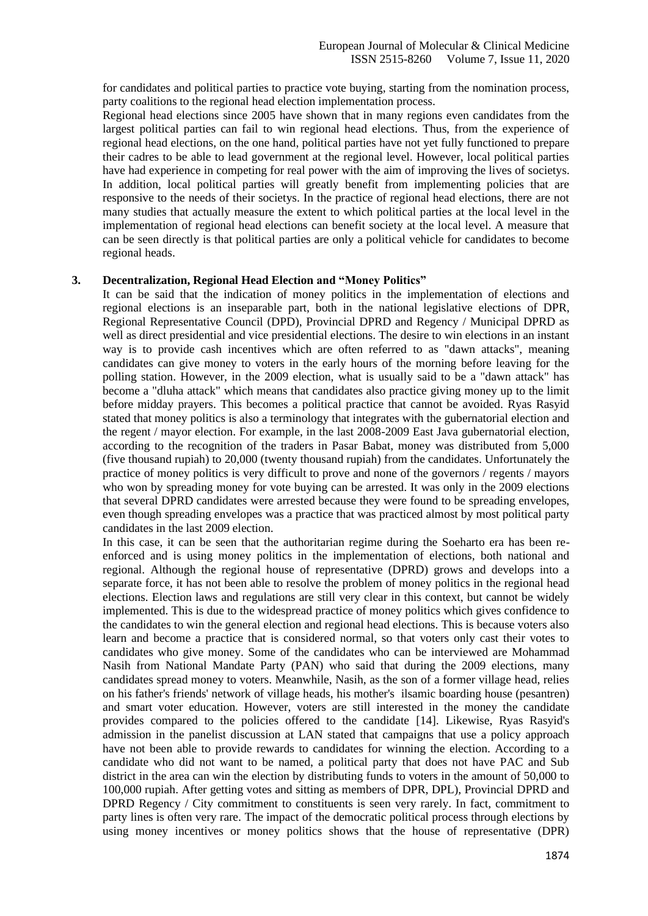for candidates and political parties to practice vote buying, starting from the nomination process, party coalitions to the regional head election implementation process.

Regional head elections since 2005 have shown that in many regions even candidates from the largest political parties can fail to win regional head elections. Thus, from the experience of regional head elections, on the one hand, political parties have not yet fully functioned to prepare their cadres to be able to lead government at the regional level. However, local political parties have had experience in competing for real power with the aim of improving the lives of societys. In addition, local political parties will greatly benefit from implementing policies that are responsive to the needs of their societys. In the practice of regional head elections, there are not many studies that actually measure the extent to which political parties at the local level in the implementation of regional head elections can benefit society at the local level. A measure that can be seen directly is that political parties are only a political vehicle for candidates to become regional heads.

## 3. Decentralization, Regional Head Election and "Money Politics"

It can be said that the indication of money politics in the implementation of elections and regional elections is an inseparable part, both in the national legislative elections of DPR, Regional Representative Council (DPD), Provincial DPRD and Regency / Municipal DPRD as well as direct presidential and vice presidential elections. The desire to win elections in an instant way is to provide cash incentives which are often referred to as "dawn attacks", meaning candidates can give money to voters in the early hours of the morning before leaving for the polling station. However, in the 2009 election, what is usually said to be a "dawn attack" has become a "dluha attack" which means that candidates also practice giving money up to the limit before midday prayers. This becomes a political practice that cannot be avoided. Ryas Rasyid stated that money politics is also a terminology that integrates with the gubernatorial election and the regent / mayor election. For example, in the last 2008-2009 East Java gubernatorial election, according to the recognition of the traders in Pasar Babat, money was distributed from 5,000 (five thousand rupiah) to 20,000 (twenty thousand rupiah) from the candidates. Unfortunately the practice of money politics is very difficult to prove and none of the governors / regents / mayors who won by spreading money for vote buying can be arrested. It was only in the 2009 elections that several DPRD candidates were arrested because they were found to be spreading envelopes, even though spreading envelopes was a practice that was practiced almost by most political party candidates in the last 2009 election.

In this case, it can be seen that the authoritarian regime during the Soeharto era has been re-enforced and is using money politics in the implementation of elections, both national and regional. Although the regional house of representative (DPRD) grows and develops into a separate force, it has not been able to resolve the problem of money politics in the regional head elections. Election laws and regulations are still very clear in this context, but cannot be widely implemented. This is due to the widespread practice of money politics which gives confidence to the candidates to win the general election and regional head elections. This is because voters also learn and become a practice that is considered normal, so that voters only cast their votes to candidates who give money. Some of the candidates who can be interviewed are Mohammad Nasih from National Mandate Party (PAN) who said that during the 2009 elections, many candidates spread money to voters. Meanwhile, Nasih, as the son of a former village head, relies on his father's friends' network of village heads, his mother's ilsamic boarding house (pesantren) and smart voter education. However, voters are still interested in the money the candidate provides compared to the policies offered to the candidate [14]. Likewise, Ryas Rasyid's admission in the panelist discussion at LAN stated that campaigns that use a policy approach have not been able to provide rewards to candidates for winning the election. According to a candidate who did not want to be named, a political party that does not have PAC and Sub district in the area can win the election by distributing funds to voters in the amount of 50,000 to 100,000 rupiah. After getting votes and sitting as members of DPR, DPL), Provincial DPRD and DPRD Regency / City commitment to constituents is seen very rarely. In fact, commitment to party lines is often very rare. The impact of the democratic political process through elections by using money incentives or money politics shows that the house of representative (DPR)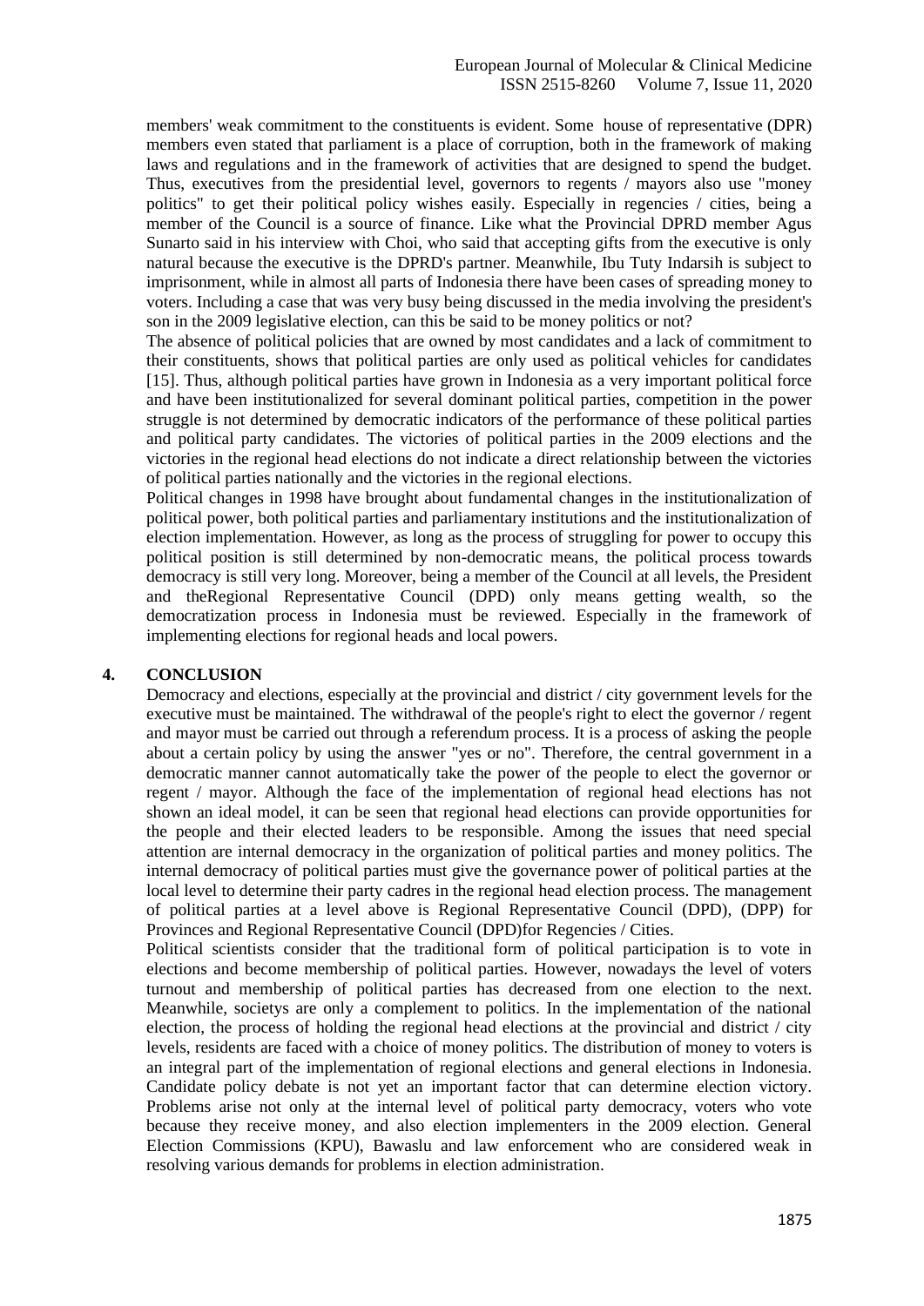members' weak commitment to the constituents is evident. Some house of representative (DPR) members even stated that parliament is a place of corruption, both in the framework of making laws and regulations and in the framework of activities that are designed to spend the budget. Thus, executives from the presidential level, governors to regents / mayors also use "money politics" to get their political policy wishes easily. Especially in regencies / cities, being a member of the Council is a source of finance. Like what the Provincial DPRD member Agus Sunarto said in his interview with Choi, who said that accepting gifts from the executive is only natural because the executive is the DPRD's partner. Meanwhile, Ibu Tuty Indarsih is subject to imprisonment, while in almost all parts of Indonesia there have been cases of spreading money to voters. Including a case that was very busy being discussed in the media involving the president's son in the 2009 legislative election, can this be said to be money politics or not?

The absence of political policies that are owned by most candidates and a lack of commitment to their constituents, shows that political parties are only used as political vehicles for candidates [15]. Thus, although political parties have grown in Indonesia as a very important political force and have been institutionalized for several dominant political parties, competition in the power struggle is not determined by democratic indicators of the performance of these political parties and political party candidates. The victories of political parties in the 2009 elections and the victories in the regional head elections do not indicate a direct relationship between the victories of political parties nationally and the victories in the regional elections.

Political changes in 1998 have brought about fundamental changes in the institutionalization of political power, both political parties and parliamentary institutions and the institutionalization of election implementation. However, as long as the process of struggling for power to occupy this political position is still determined by non-democratic means, the political process towards democracy is still very long. Moreover, being a member of the Council at all levels, the President and theRegional Representative Council (DPD) only means getting wealth, so the democratization process in Indonesia must be reviewed. Especially in the framework of implementing elections for regional heads and local powers.

## 4. CONCLUSION

Democracy and elections, especially at the provincial and district / city government levels for the executive must be maintained. The withdrawal of the people's right to elect the governor / regent and mayor must be carried out through a referendum process. It is a process of asking the people about a certain policy by using the answer "yes or no". Therefore, the central government in a democratic manner cannot automatically take the power of the people to elect the governor or regent / mayor. Although the face of the implementation of regional head elections has not shown an ideal model, it can be seen that regional head elections can provide opportunities for the people and their elected leaders to be responsible. Among the issues that need special attention are internal democracy in the organization of political parties and money politics. The internal democracy of political parties must give the governance power of political parties at the local level to determine their party cadres in the regional head election process. The management of political parties at a level above is Regional Representative Council (DPD), (DPP) for Provinces and Regional Representative Council (DPD)for Regencies / Cities.

Political scientists consider that the traditional form of political participation is to vote in elections and become membership of political parties. However, nowadays the level of voters turnout and membership of political parties has decreased from one election to the next. Meanwhile, societys are only a complement to politics. In the implementation of the national election, the process of holding the regional head elections at the provincial and district / city levels, residents are faced with a choice of money politics. The distribution of money to voters is an integral part of the implementation of regional elections and general elections in Indonesia. Candidate policy debate is not yet an important factor that can determine election victory. Problems arise not only at the internal level of political party democracy, voters who vote because they receive money, and also election implementers in the 2009 election. General Election Commissions (KPU), Bawaslu and law enforcement who are considered weak in resolving various demands for problems in election administration.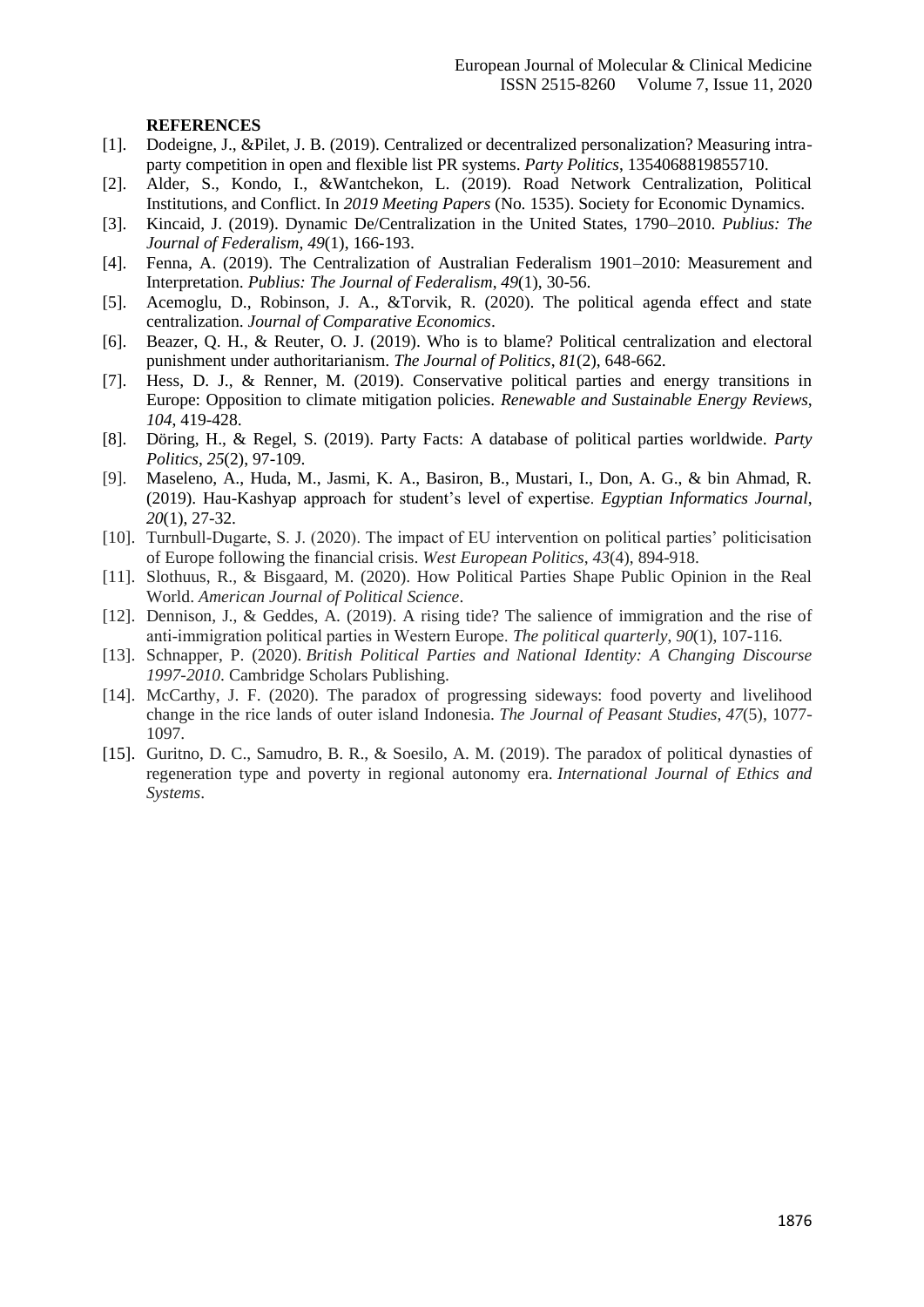**REFERENCES**

[1]. Dodeigne, J., &Pilet, J. B. (2019). Centralized or decentralized personalization? Measuring intra-party competition in open and flexible list PR systems. *Party Politics*, 1354068819855710.

[2]. Alder, S., Kondo, I., &Wantchekon, L. (2019). Road Network Centralization, Political Institutions, and Conflict. In *2019 Meeting Papers* (No. 1535). Society for Economic Dynamics.

[3]. Kincaid, J. (2019). Dynamic De/Centralization in the United States, 1790–2010. *Publius: The Journal of Federalism*, *49*(1), 166-193.

[4]. Fenna, A. (2019). The Centralization of Australian Federalism 1901–2010: Measurement and Interpretation. *Publius: The Journal of Federalism*, *49*(1), 30-56.

[5]. Acemoglu, D., Robinson, J. A., &Torvik, R. (2020). The political agenda effect and state centralization. *Journal of Comparative Economics*.

[6]. Beazer, Q. H., & Reuter, O. J. (2019). Who is to blame? Political centralization and electoral punishment under authoritarianism. *The Journal of Politics*, *81*(2), 648-662.

[7]. Hess, D. J., & Renner, M. (2019). Conservative political parties and energy transitions in Europe: Opposition to climate mitigation policies. *Renewable and Sustainable Energy Reviews*, *104*, 419-428.

[8]. Döring, H., & Regel, S. (2019). Party Facts: A database of political parties worldwide. *Party Politics*, *25*(2), 97-109.

[9]. Maseleno, A., Huda, M., Jasmi, K. A., Basiron, B., Mustari, I., Don, A. G., & bin Ahmad, R. (2019). Hau-Kashyap approach for student's level of expertise. *Egyptian Informatics Journal*, *20*(1), 27-32.

[10]. Turnbull-Dugarte, S. J. (2020). The impact of EU intervention on political parties' politicisation of Europe following the financial crisis. *West European Politics*, *43*(4), 894-918.

[11]. Slothuus, R., & Bisgaard, M. (2020). How Political Parties Shape Public Opinion in the Real World. *American Journal of Political Science*.

[12]. Dennison, J., & Geddes, A. (2019). A rising tide? The salience of immigration and the rise of anti-immigration political parties in Western Europe. *The political quarterly*, *90*(1), 107-116.

[13]. Schnapper, P. (2020). *British Political Parties and National Identity: A Changing Discourse 1997-2010*. Cambridge Scholars Publishing.

[14]. McCarthy, J. F. (2020). The paradox of progressing sideways: food poverty and livelihood change in the rice lands of outer island Indonesia. *The Journal of Peasant Studies*, *47*(5), 1077-1097.

[15]. Guritno, D. C., Samudro, B. R., & Soesilo, A. M. (2019). The paradox of political dynasties of regeneration type and poverty in regional autonomy era. *International Journal of Ethics and Systems*.